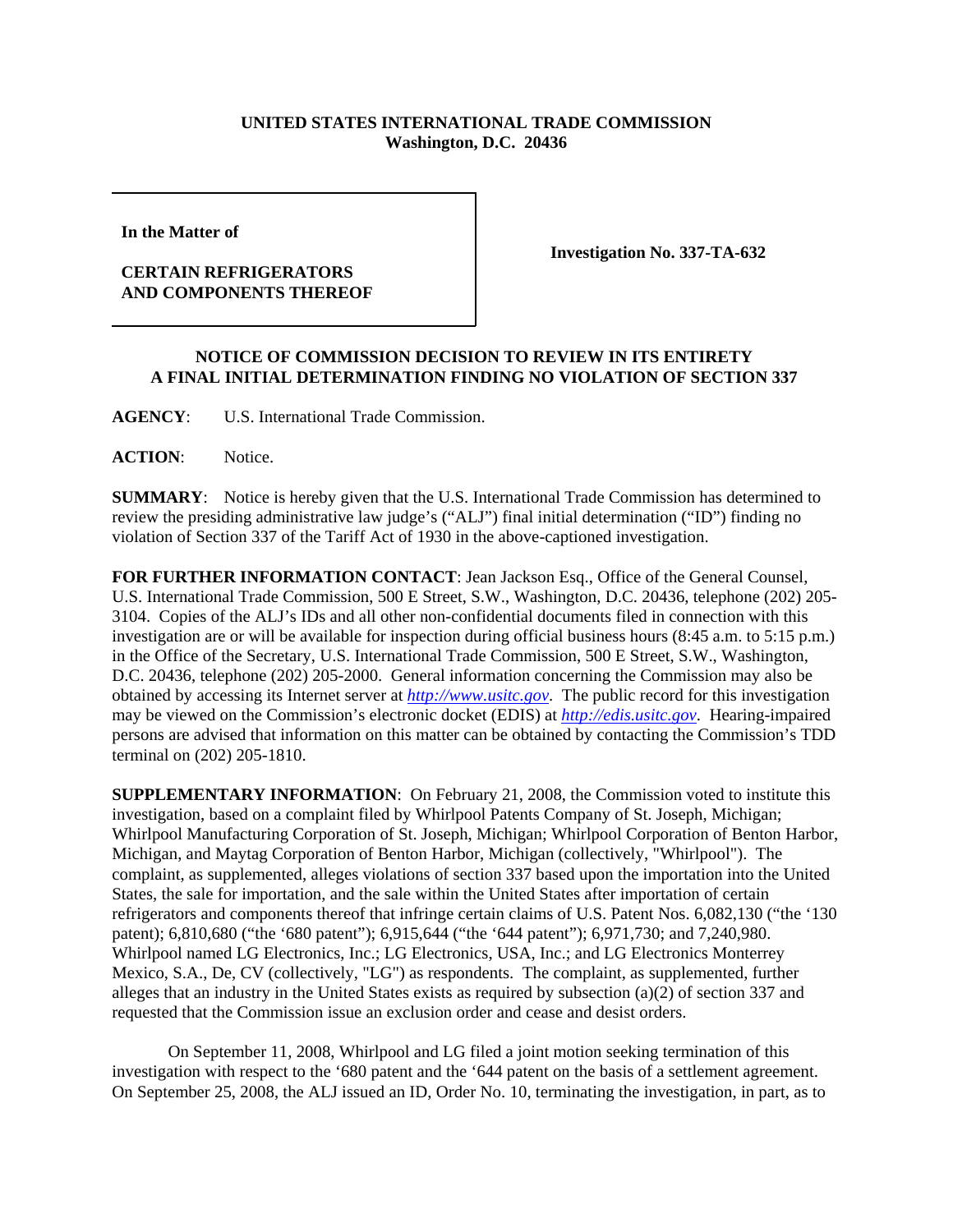**UNITED STATES INTERNATIONAL TRADE COMMISSION**
**Washington, D.C. 20436**

| | |
|---|---|
| **In the Matter of**<br><br>**CERTAIN REFRIGERATORS AND COMPONENTS THEREOF** | **Investigation No. 337-TA-632** |

**NOTICE OF COMMISSION DECISION TO REVIEW IN ITS ENTIRETY A FINAL INITIAL DETERMINATION FINDING NO VIOLATION OF SECTION 337**

**AGENCY**: U.S. International Trade Commission.

**ACTION**: Notice.

**SUMMARY**: Notice is hereby given that the U.S. International Trade Commission has determined to review the presiding administrative law judge's ("ALJ") final initial determination ("ID") finding no violation of Section 337 of the Tariff Act of 1930 in the above-captioned investigation.

**FOR FURTHER INFORMATION CONTACT**: Jean Jackson Esq., Office of the General Counsel, U.S. International Trade Commission, 500 E Street, S.W., Washington, D.C. 20436, telephone (202) 205-3104. Copies of the ALJ's IDs and all other non-confidential documents filed in connection with this investigation are or will be available for inspection during official business hours (8:45 a.m. to 5:15 p.m.) in the Office of the Secretary, U.S. International Trade Commission, 500 E Street, S.W., Washington, D.C. 20436, telephone (202) 205-2000. General information concerning the Commission may also be obtained by accessing its Internet server at *http://www.usitc.gov*. The public record for this investigation may be viewed on the Commission's electronic docket (EDIS) at *http://edis.usitc.gov*. Hearing-impaired persons are advised that information on this matter can be obtained by contacting the Commission's TDD terminal on (202) 205-1810.

**SUPPLEMENTARY INFORMATION**: On February 21, 2008, the Commission voted to institute this investigation, based on a complaint filed by Whirlpool Patents Company of St. Joseph, Michigan; Whirlpool Manufacturing Corporation of St. Joseph, Michigan; Whirlpool Corporation of Benton Harbor, Michigan, and Maytag Corporation of Benton Harbor, Michigan (collectively, "Whirlpool"). The complaint, as supplemented, alleges violations of section 337 based upon the importation into the United States, the sale for importation, and the sale within the United States after importation of certain refrigerators and components thereof that infringe certain claims of U.S. Patent Nos. 6,082,130 ("the '130 patent); 6,810,680 ("the '680 patent"); 6,915,644 ("the '644 patent"); 6,971,730; and 7,240,980. Whirlpool named LG Electronics, Inc.; LG Electronics, USA, Inc.; and LG Electronics Monterrey Mexico, S.A., De, CV (collectively, "LG") as respondents. The complaint, as supplemented, further alleges that an industry in the United States exists as required by subsection (a)(2) of section 337 and requested that the Commission issue an exclusion order and cease and desist orders.

On September 11, 2008, Whirlpool and LG filed a joint motion seeking termination of this investigation with respect to the '680 patent and the '644 patent on the basis of a settlement agreement. On September 25, 2008, the ALJ issued an ID, Order No. 10, terminating the investigation, in part, as to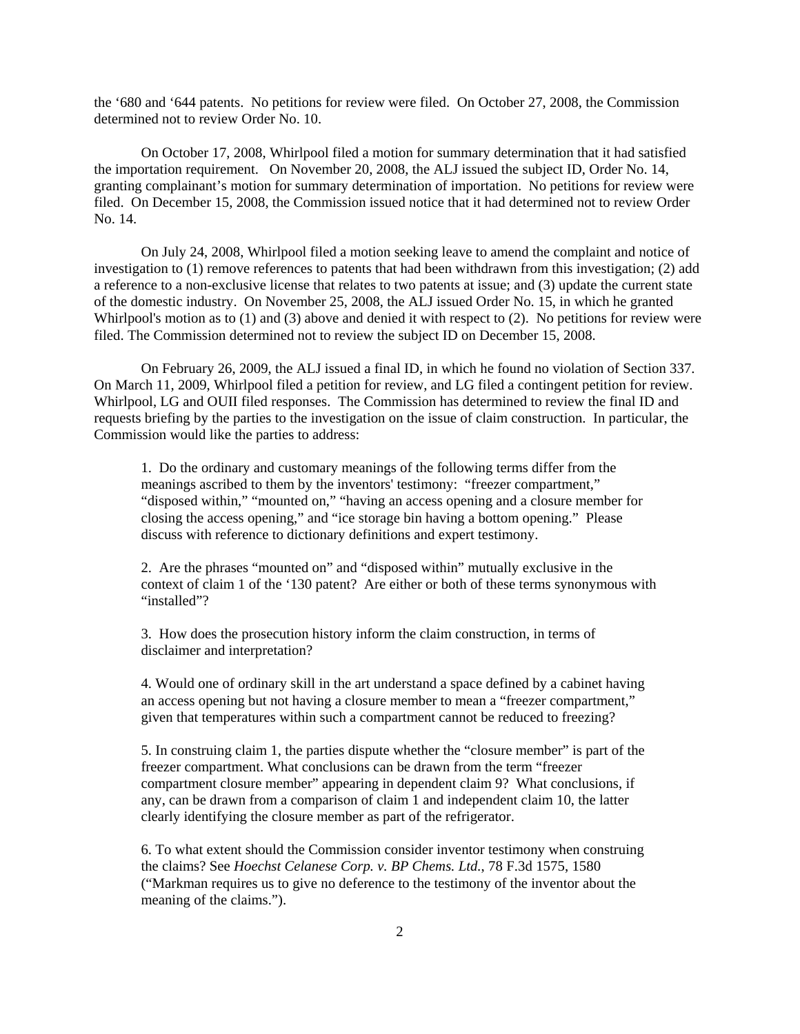the '680 and '644 patents. No petitions for review were filed. On October 27, 2008, the Commission determined not to review Order No. 10.

On October 17, 2008, Whirlpool filed a motion for summary determination that it had satisfied the importation requirement. On November 20, 2008, the ALJ issued the subject ID, Order No. 14, granting complainant's motion for summary determination of importation. No petitions for review were filed. On December 15, 2008, the Commission issued notice that it had determined not to review Order No. 14.

On July 24, 2008, Whirlpool filed a motion seeking leave to amend the complaint and notice of investigation to (1) remove references to patents that had been withdrawn from this investigation; (2) add a reference to a non-exclusive license that relates to two patents at issue; and (3) update the current state of the domestic industry. On November 25, 2008, the ALJ issued Order No. 15, in which he granted Whirlpool's motion as to (1) and (3) above and denied it with respect to (2). No petitions for review were filed. The Commission determined not to review the subject ID on December 15, 2008.

On February 26, 2009, the ALJ issued a final ID, in which he found no violation of Section 337. On March 11, 2009, Whirlpool filed a petition for review, and LG filed a contingent petition for review. Whirlpool, LG and OUII filed responses. The Commission has determined to review the final ID and requests briefing by the parties to the investigation on the issue of claim construction. In particular, the Commission would like the parties to address:

> 1. Do the ordinary and customary meanings of the following terms differ from the meanings ascribed to them by the inventors' testimony: "freezer compartment," "disposed within," "mounted on," "having an access opening and a closure member for closing the access opening," and "ice storage bin having a bottom opening." Please discuss with reference to dictionary definitions and expert testimony.
>
> 2. Are the phrases "mounted on" and "disposed within" mutually exclusive in the context of claim 1 of the '130 patent? Are either or both of these terms synonymous with "installed"?
>
> 3. How does the prosecution history inform the claim construction, in terms of disclaimer and interpretation?
>
> 4. Would one of ordinary skill in the art understand a space defined by a cabinet having an access opening but not having a closure member to mean a "freezer compartment," given that temperatures within such a compartment cannot be reduced to freezing?
>
> 5. In construing claim 1, the parties dispute whether the "closure member" is part of the freezer compartment. What conclusions can be drawn from the term "freezer compartment closure member" appearing in dependent claim 9? What conclusions, if any, can be drawn from a comparison of claim 1 and independent claim 10, the latter clearly identifying the closure member as part of the refrigerator.
>
> 6. To what extent should the Commission consider inventor testimony when construing the claims? See *Hoechst Celanese Corp. v. BP Chems. Ltd.*, 78 F.3d 1575, 1580 ("Markman requires us to give no deference to the testimony of the inventor about the meaning of the claims.").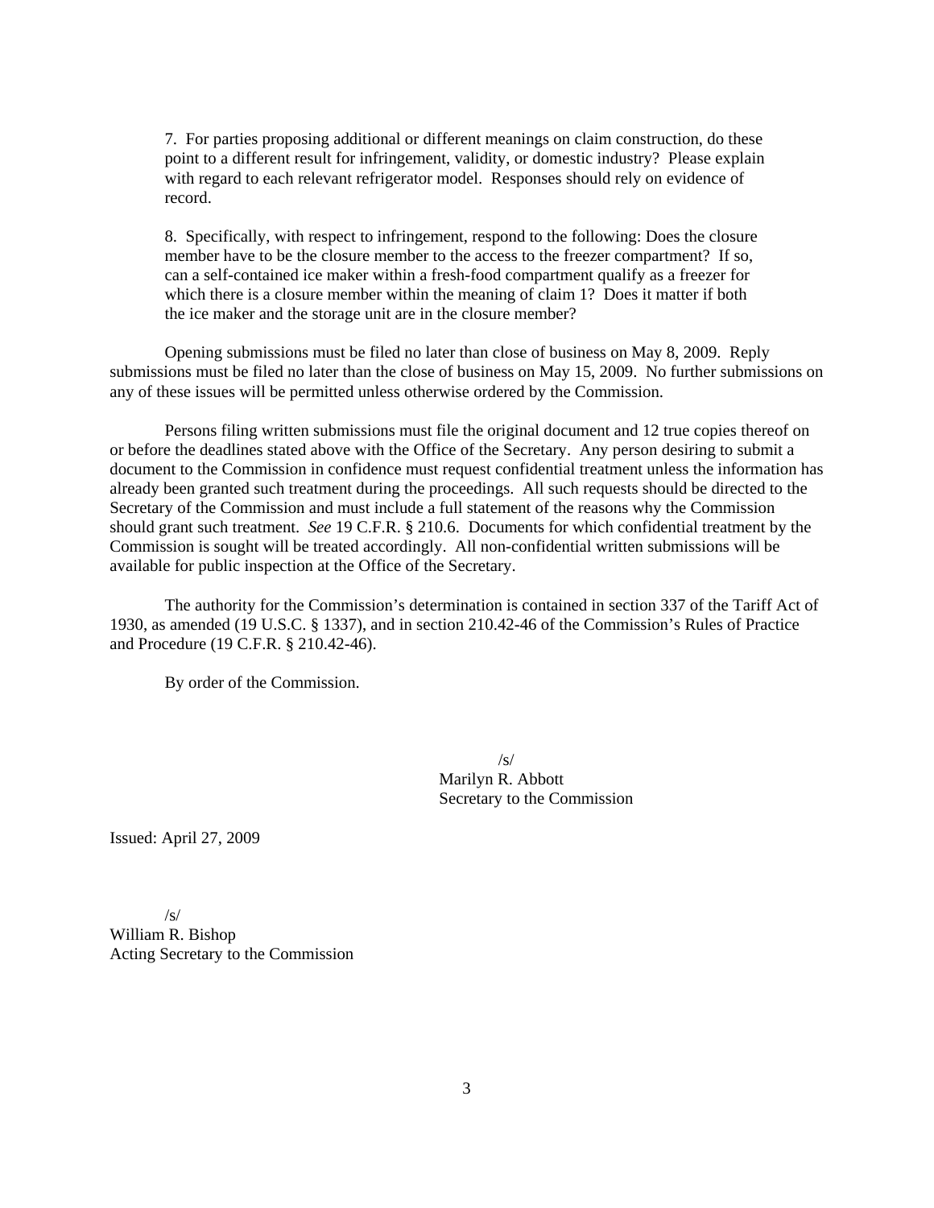7. For parties proposing additional or different meanings on claim construction, do these point to a different result for infringement, validity, or domestic industry? Please explain with regard to each relevant refrigerator model. Responses should rely on evidence of record.

8. Specifically, with respect to infringement, respond to the following: Does the closure member have to be the closure member to the access to the freezer compartment? If so, can a self-contained ice maker within a fresh-food compartment qualify as a freezer for which there is a closure member within the meaning of claim 1? Does it matter if both the ice maker and the storage unit are in the closure member?

Opening submissions must be filed no later than close of business on May 8, 2009. Reply submissions must be filed no later than the close of business on May 15, 2009. No further submissions on any of these issues will be permitted unless otherwise ordered by the Commission.

Persons filing written submissions must file the original document and 12 true copies thereof on or before the deadlines stated above with the Office of the Secretary. Any person desiring to submit a document to the Commission in confidence must request confidential treatment unless the information has already been granted such treatment during the proceedings. All such requests should be directed to the Secretary of the Commission and must include a full statement of the reasons why the Commission should grant such treatment. *See* 19 C.F.R. § 210.6. Documents for which confidential treatment by the Commission is sought will be treated accordingly. All non-confidential written submissions will be available for public inspection at the Office of the Secretary.

The authority for the Commission's determination is contained in section 337 of the Tariff Act of 1930, as amended (19 U.S.C. § 1337), and in section 210.42-46 of the Commission's Rules of Practice and Procedure (19 C.F.R. § 210.42-46).

By order of the Commission.

/s/
Marilyn R. Abbott
Secretary to the Commission

Issued: April 27, 2009

/s/
William R. Bishop
Acting Secretary to the Commission